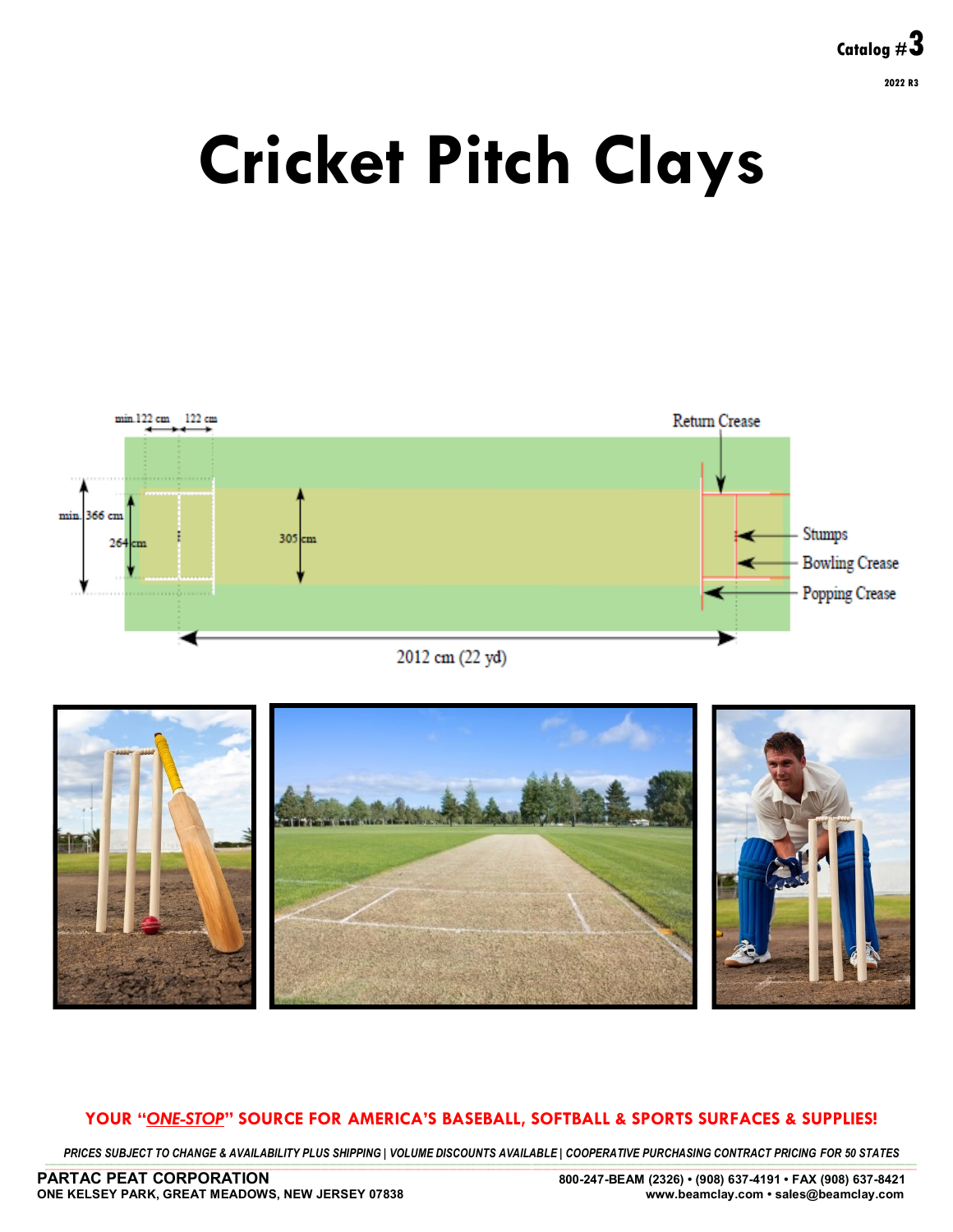Catalog #3

2022 R3

# Cricket Pitch Clays

min.122 cm

122 cm

Return Crease

min. 366 cm

264 cm

305 cm

Stumps

Bowling Crease

Popping Crease

2012 cm (22 yd)

**YOUR "*ONE-STOP*" SOURCE FOR AMERICA'S BASEBALL, SOFTBALL & SPORTS SURFACES & SUPPLIES!**

*PRICES SUBJECT TO CHANGE & AVAILABILITY PLUS SHIPPING | VOLUME DISCOUNTS AVAILABLE | COOPERATIVE PURCHASING CONTRACT PRICING FOR 50 STATES*

**PARTAC PEAT CORPORATION**
**ONE KELSEY PARK, GREAT MEADOWS, NEW JERSEY 07838**

**800-247-BEAM (2326) • (908) 637-4191 • FAX (908) 637-8421**
**www.beamclay.com • sales@beamclay.com**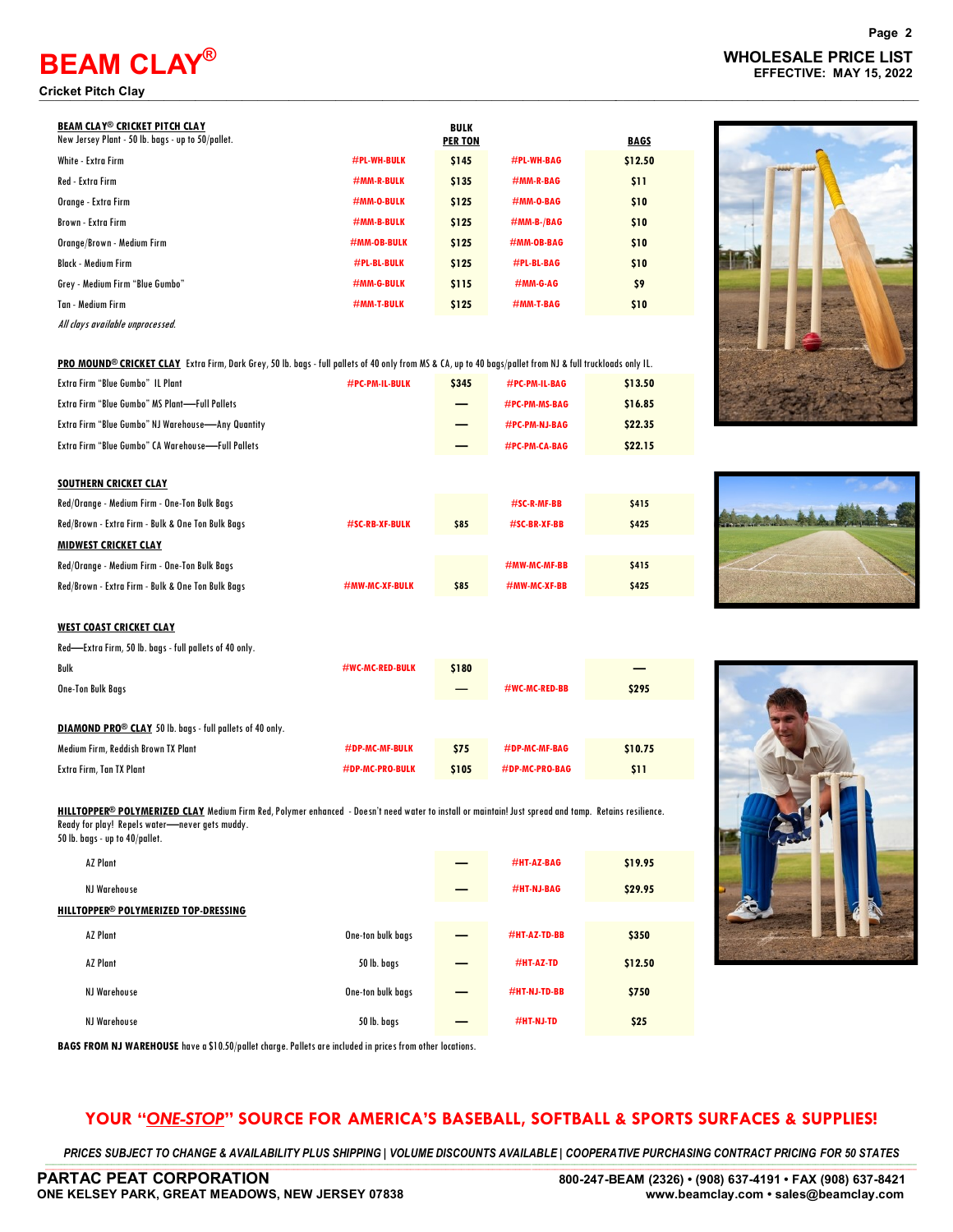# BEAM CLAY®

**Cricket Pitch Clay**

**WHOLESALE PRICE LIST**
**EFFECTIVE: MAY 15, 2022**

| **BEAM CLAY® CRICKET PITCH CLAY** New Jersey Plant - 50 lb. bags - up to 50/pallet. | | **BULK PER TON** | | **BAGS** |
|---|---|---|---|---|
| White - Extra Firm | #PL-WH-BULK | $145 | #PL-WH-BAG | $12.50 |
| Red - Extra Firm | #MM-R-BULK | $135 | #MM-R-BAG | $11 |
| Orange - Extra Firm | #MM-O-BULK | $125 | #MM-O-BAG | $10 |
| Brown - Extra Firm | #MM-B-BULK | $125 | #MM-B-/BAG | $10 |
| Orange/Brown - Medium Firm | #MM-OB-BULK | $125 | #MM-OB-BAG | $10 |
| Black - Medium Firm | #PL-BL-BULK | $125 | #PL-BL-BAG | $10 |
| Grey - Medium Firm "Blue Gumbo" | #MM-G-BULK | $115 | #MM-G-AG | $9 |
| Tan - Medium Firm | #MM-T-BULK | $125 | #MM-T-BAG | $10 |

*All clays available unprocessed.*

**PRO MOUND® CRICKET CLAY** Extra Firm, Dark Grey, 50 lb. bags - full pallets of 40 only from MS & CA, up to 40 bags/pallet from NJ & full truckloads only IL.

| | | | | |
|---|---|---|---|---|
| Extra Firm "Blue Gumbo" IL Plant | #PC-PM-IL-BULK | $345 | #PC-PM-IL-BAG | $13.50 |
| Extra Firm "Blue Gumbo" MS Plant—Full Pallets | | — | #PC-PM-MS-BAG | $16.85 |
| Extra Firm "Blue Gumbo" NJ Warehouse—Any Quantity | | — | #PC-PM-NJ-BAG | $22.35 |
| Extra Firm "Blue Gumbo" CA Warehouse—Full Pallets | | — | #PC-PM-CA-BAG | $22.15 |

| | | | | |
|---|---|---|---|---|
| **SOUTHERN CRICKET CLAY** | | | | |
| Red/Orange - Medium Firm - One-Ton Bulk Bags | | | #SC-R-MF-BB | $415 |
| Red/Brown - Extra Firm - Bulk & One Ton Bulk Bags | #SC-RB-XF-BULK | $85 | #SC-BR-XF-BB | $425 |
| **MIDWEST CRICKET CLAY** | | | | |
| Red/Orange - Medium Firm - One-Ton Bulk Bags | | | #MW-MC-MF-BB | $415 |
| Red/Brown - Extra Firm - Bulk & One Ton Bulk Bags | #MW-MC-XF-BULK | $85 | #MW-MC-XF-BB | $425 |

**WEST COAST CRICKET CLAY**

Red—Extra Firm, 50 lb. bags - full pallets of 40 only.

| | | | | |
|---|---|---|---|---|
| Bulk | #WC-MC-RED-BULK | $180 | | — |
| One-Ton Bulk Bags | | — | #WC-MC-RED-BB | $295 |

**DIAMOND PRO® CLAY** 50 lb. bags - full pallets of 40 only.

| | | | | |
|---|---|---|---|---|
| Medium Firm, Reddish Brown TX Plant | #DP-MC-MF-BULK | $75 | #DP-MC-MF-BAG | $10.75 |
| Extra Firm, Tan TX Plant | #DP-MC-PRO-BULK | $105 | #DP-MC-PRO-BAG | $11 |

**HILLTOPPER® POLYMERIZED CLAY** Medium Firm Red, Polymer enhanced - Doesn't need water to install or maintain! Just spread and tamp. Retains resilience. Ready for play! Repels water—never gets muddy.
50 lb. bags - up to 40/pallet.

| | | | | |
|---|---|---|---|---|
| AZ Plant | | — | #HT-AZ-BAG | $19.95 |
| NJ Warehouse | | — | #HT-NJ-BAG | $29.95 |
| **HILLTOPPER® POLYMERIZED TOP-DRESSING** | | | | |
| AZ Plant | One-ton bulk bags | — | #HT-AZ-TD-BB | $350 |
| AZ Plant | 50 lb. bags | — | #HT-AZ-TD | $12.50 |
| NJ Warehouse | One-ton bulk bags | — | #HT-NJ-TD-BB | $750 |
| NJ Warehouse | 50 lb. bags | — | #HT-NJ-TD | $25 |

**BAGS FROM NJ WAREHOUSE** have a $10.50/pallet charge. Pallets are included in prices from other locations.

**YOUR "*ONE-STOP*" SOURCE FOR AMERICA'S BASEBALL, SOFTBALL & SPORTS SURFACES & SUPPLIES!**

*PRICES SUBJECT TO CHANGE & AVAILABILITY PLUS SHIPPING | VOLUME DISCOUNTS AVAILABLE | COOPERATIVE PURCHASING CONTRACT PRICING FOR 50 STATES*

**PARTAC PEAT CORPORATION**
**ONE KELSEY PARK, GREAT MEADOWS, NEW JERSEY 07838**

**800-247-BEAM (2326) • (908) 637-4191 • FAX (908) 637-8421**
**www.beamclay.com • sales@beamclay.com**